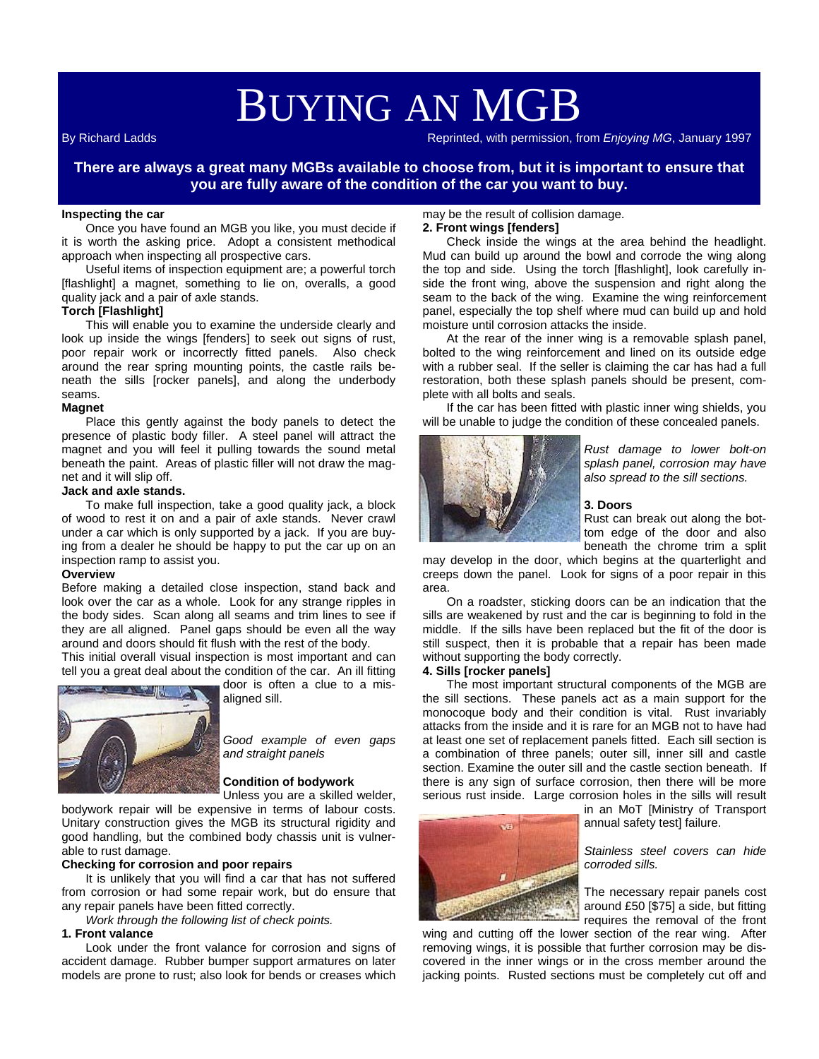# BUYING AN MGB

By Richard Ladds

Reprinted, with permission, from *Enjoying MG*, January 1997

**There are always a great many MGBs available to choose from, but it is important to ensure that you are fully aware of the condition of the car you want to buy.**

**Inspecting the car**

Once you have found an MGB you like, you must decide if it is worth the asking price. Adopt a consistent methodical approach when inspecting all prospective cars.

Useful items of inspection equipment are; a powerful torch [flashlight] a magnet, something to lie on, overalls, a good quality jack and a pair of axle stands.

**Torch [Flashlight]**

This will enable you to examine the underside clearly and look up inside the wings [fenders] to seek out signs of rust, poor repair work or incorrectly fitted panels. Also check around the rear spring mounting points, the castle rails beneath the sills [rocker panels], and along the underbody seams.

**Magnet**

Place this gently against the body panels to detect the presence of plastic body filler. A steel panel will attract the magnet and you will feel it pulling towards the sound metal beneath the paint. Areas of plastic filler will not draw the magnet and it will slip off.

**Jack and axle stands.**

To make full inspection, take a good quality jack, a block of wood to rest it on and a pair of axle stands. Never crawl under a car which is only supported by a jack. If you are buying from a dealer he should be happy to put the car up on an inspection ramp to assist you.

**Overview**

Before making a detailed close inspection, stand back and look over the car as a whole. Look for any strange ripples in the body sides. Scan along all seams and trim lines to see if they are all aligned. Panel gaps should be even all the way around and doors should fit flush with the rest of the body.

This initial overall visual inspection is most important and can tell you a great deal about the condition of the car. An ill fitting door is often a clue to a misaligned sill.

*Good example of even gaps and straight panels*

**Condition of bodywork**

Unless you are a skilled welder, bodywork repair will be expensive in terms of labour costs. Unitary construction gives the MGB its structural rigidity and good handling, but the combined body chassis unit is vulnerable to rust damage.

**Checking for corrosion and poor repairs**

It is unlikely that you will find a car that has not suffered from corrosion or had some repair work, but do ensure that any repair panels have been fitted correctly.

*Work through the following list of check points.*

**1. Front valance**

Look under the front valance for corrosion and signs of accident damage. Rubber bumper support armatures on later models are prone to rust; also look for bends or creases which may be the result of collision damage.

**2. Front wings [fenders]**

Check inside the wings at the area behind the headlight. Mud can build up around the bowl and corrode the wing along the top and side. Using the torch [flashlight], look carefully inside the front wing, above the suspension and right along the seam to the back of the wing. Examine the wing reinforcement panel, especially the top shelf where mud can build up and hold moisture until corrosion attacks the inside.

At the rear of the inner wing is a removable splash panel, bolted to the wing reinforcement and lined on its outside edge with a rubber seal. If the seller is claiming the car has had a full restoration, both these splash panels should be present, complete with all bolts and seals.

If the car has been fitted with plastic inner wing shields, you will be unable to judge the condition of these concealed panels.

*Rust damage to lower bolt-on splash panel, corrosion may have also spread to the sill sections.*

**3. Doors**

Rust can break out along the bottom edge of the door and also beneath the chrome trim a split may develop in the door, which begins at the quarterlight and creeps down the panel. Look for signs of a poor repair in this area.

On a roadster, sticking doors can be an indication that the sills are weakened by rust and the car is beginning to fold in the middle. If the sills have been replaced but the fit of the door is still suspect, then it is probable that a repair has been made without supporting the body correctly.

**4. Sills [rocker panels]**

The most important structural components of the MGB are the sill sections. These panels act as a main support for the monocoque body and their condition is vital. Rust invariably attacks from the inside and it is rare for an MGB not to have had at least one set of replacement panels fitted. Each sill section is a combination of three panels; outer sill, inner sill and castle section. Examine the outer sill and the castle section beneath. If there is any sign of surface corrosion, then there will be more serious rust inside. Large corrosion holes in the sills will result in an MoT [Ministry of Transport annual safety test] failure.

*Stainless steel covers can hide corroded sills.*

The necessary repair panels cost around £50 [$75] a side, but fitting requires the removal of the front wing and cutting off the lower section of the rear wing. After removing wings, it is possible that further corrosion may be discovered in the inner wings or in the cross member around the jacking points. Rusted sections must be completely cut off and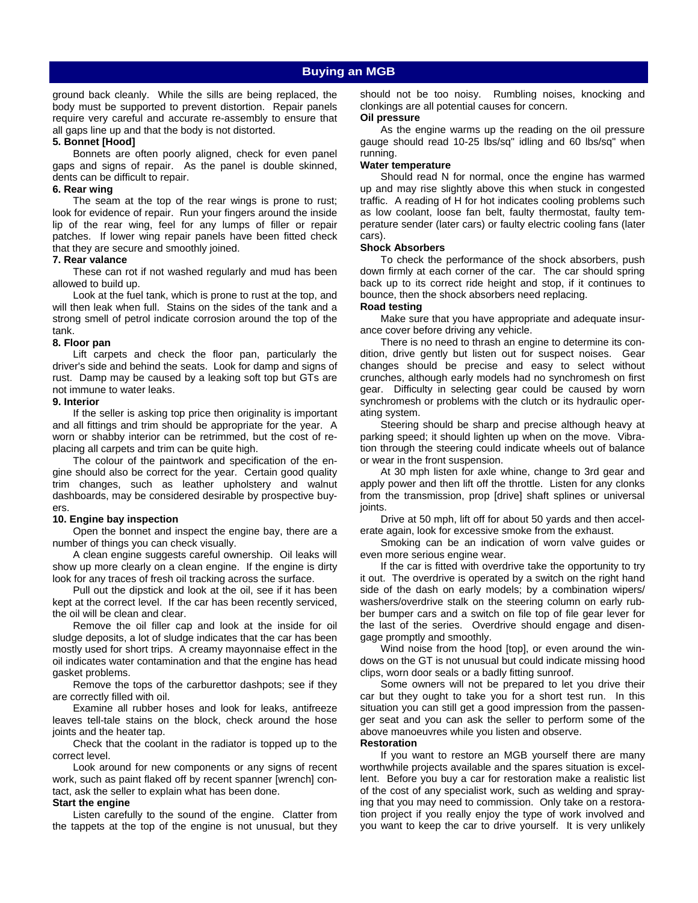ground back cleanly. While the sills are being replaced, the body must be supported to prevent distortion. Repair panels require very careful and accurate re-assembly to ensure that all gaps line up and that the body is not distorted.

**5. Bonnet [Hood]**

Bonnets are often poorly aligned, check for even panel gaps and signs of repair. As the panel is double skinned, dents can be difficult to repair.

**6. Rear wing**

The seam at the top of the rear wings is prone to rust; look for evidence of repair. Run your fingers around the inside lip of the rear wing, feel for any lumps of filler or repair patches. If lower wing repair panels have been fitted check that they are secure and smoothly joined.

**7. Rear valance**

These can rot if not washed regularly and mud has been allowed to build up.

Look at the fuel tank, which is prone to rust at the top, and will then leak when full. Stains on the sides of the tank and a strong smell of petrol indicate corrosion around the top of the tank.

**8. Floor pan**

Lift carpets and check the floor pan, particularly the driver's side and behind the seats. Look for damp and signs of rust. Damp may be caused by a leaking soft top but GTs are not immune to water leaks.

**9. Interior**

If the seller is asking top price then originality is important and all fittings and trim should be appropriate for the year. A worn or shabby interior can be retrimmed, but the cost of replacing all carpets and trim can be quite high.

The colour of the paintwork and specification of the engine should also be correct for the year. Certain good quality trim changes, such as leather upholstery and walnut dashboards, may be considered desirable by prospective buyers.

**10. Engine bay inspection**

Open the bonnet and inspect the engine bay, there are a number of things you can check visually.

A clean engine suggests careful ownership. Oil leaks will show up more clearly on a clean engine. If the engine is dirty look for any traces of fresh oil tracking across the surface.

Pull out the dipstick and look at the oil, see if it has been kept at the correct level. If the car has been recently serviced, the oil will be clean and clear.

Remove the oil filler cap and look at the inside for oil sludge deposits, a lot of sludge indicates that the car has been mostly used for short trips. A creamy mayonnaise effect in the oil indicates water contamination and that the engine has head gasket problems.

Remove the tops of the carburettor dashpots; see if they are correctly filled with oil.

Examine all rubber hoses and look for leaks, antifreeze leaves tell-tale stains on the block, check around the hose joints and the heater tap.

Check that the coolant in the radiator is topped up to the correct level.

Look around for new components or any signs of recent work, such as paint flaked off by recent spanner [wrench] contact, ask the seller to explain what has been done.

**Start the engine**

Listen carefully to the sound of the engine. Clatter from the tappets at the top of the engine is not unusual, but they should not be too noisy. Rumbling noises, knocking and clonkings are all potential causes for concern.

**Oil pressure**

As the engine warms up the reading on the oil pressure gauge should read 10-25 lbs/sq" idling and 60 lbs/sq" when running.

**Water temperature**

Should read N for normal, once the engine has warmed up and may rise slightly above this when stuck in congested traffic. A reading of H for hot indicates cooling problems such as low coolant, loose fan belt, faulty thermostat, faulty temperature sender (later cars) or faulty electric cooling fans (later cars).

**Shock Absorbers**

To check the performance of the shock absorbers, push down firmly at each corner of the car. The car should spring back up to its correct ride height and stop, if it continues to bounce, then the shock absorbers need replacing.

**Road testing**

Make sure that you have appropriate and adequate insurance cover before driving any vehicle.

There is no need to thrash an engine to determine its condition, drive gently but listen out for suspect noises. Gear changes should be precise and easy to select without crunches, although early models had no synchromesh on first gear. Difficulty in selecting gear could be caused by worn synchromesh or problems with the clutch or its hydraulic operating system.

Steering should be sharp and precise although heavy at parking speed; it should lighten up when on the move. Vibration through the steering could indicate wheels out of balance or wear in the front suspension.

At 30 mph listen for axle whine, change to 3rd gear and apply power and then lift off the throttle. Listen for any clonks from the transmission, prop [drive] shaft splines or universal joints.

Drive at 50 mph, lift off for about 50 yards and then accelerate again, look for excessive smoke from the exhaust.

Smoking can be an indication of worn valve guides or even more serious engine wear.

If the car is fitted with overdrive take the opportunity to try it out. The overdrive is operated by a switch on the right hand side of the dash on early models; by a combination wipers/ washers/overdrive stalk on the steering column on early rubber bumper cars and a switch on file top of file gear lever for the last of the series. Overdrive should engage and disengage promptly and smoothly.

Wind noise from the hood [top], or even around the windows on the GT is not unusual but could indicate missing hood clips, worn door seals or a badly fitting sunroof.

Some owners will not be prepared to let you drive their car but they ought to take you for a short test run. In this situation you can still get a good impression from the passenger seat and you can ask the seller to perform some of the above manoeuvres while you listen and observe.

**Restoration**

If you want to restore an MGB yourself there are many worthwhile projects available and the spares situation is excellent. Before you buy a car for restoration make a realistic list of the cost of any specialist work, such as welding and spraying that you may need to commission. Only take on a restoration project if you really enjoy the type of work involved and you want to keep the car to drive yourself. It is very unlikely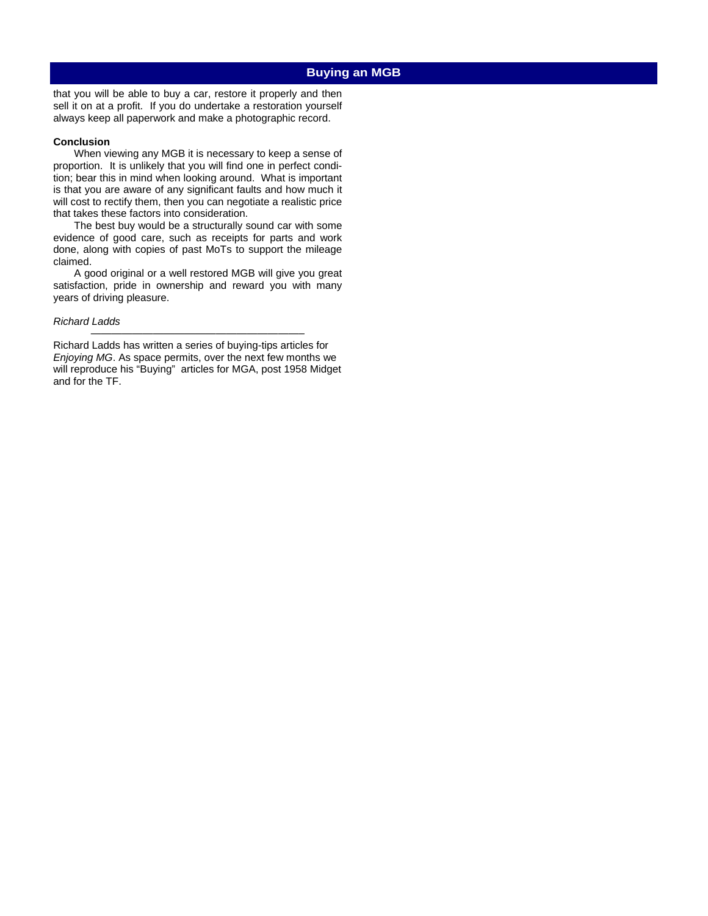that you will be able to buy a car, restore it properly and then sell it on at a profit. If you do undertake a restoration yourself always keep all paperwork and make a photographic record.

**Conclusion**

When viewing any MGB it is necessary to keep a sense of proportion. It is unlikely that you will find one in perfect condition; bear this in mind when looking around. What is important is that you are aware of any significant faults and how much it will cost to rectify them, then you can negotiate a realistic price that takes these factors into consideration.

The best buy would be a structurally sound car with some evidence of good care, such as receipts for parts and work done, along with copies of past MoTs to support the mileage claimed.

A good original or a well restored MGB will give you great satisfaction, pride in ownership and reward you with many years of driving pleasure.

*Richard Ladds*

---

Richard Ladds has written a series of buying-tips articles for *Enjoying MG*. As space permits, over the next few months we will reproduce his "Buying" articles for MGA, post 1958 Midget and for the TF.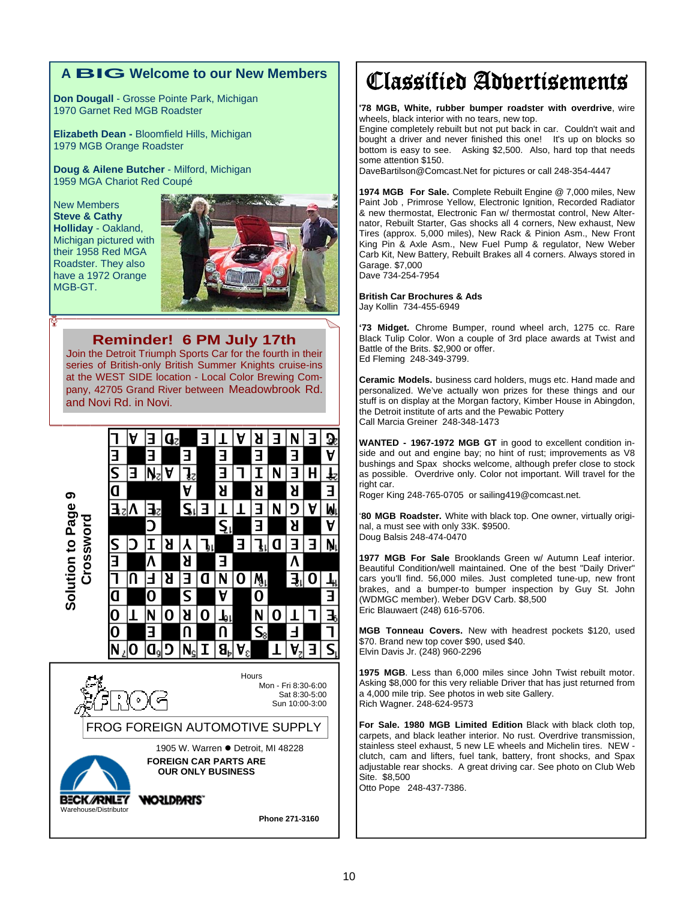## A BIG Welcome to our New Members

**Don Dougall** - Grosse Pointe Park, Michigan
1970 Garnet Red MGB Roadster

**Elizabeth Dean -** Bloomfield Hills, Michigan
1979 MGB Orange Roadster

**Doug & Ailene Butcher** - Milford, Michigan
1959 MGA Chariot Red Coupé

New Members **Steve & Cathy Holliday** - Oakland, Michigan pictured with their 1958 Red MGA Roadster. They also have a 1972 Orange MGB-GT.

## Reminder! 6 PM July 17th

Join the Detroit Triumph Sports Car for the fourth in their series of British-only British Summer Knights cruise-ins at the WEST SIDE location - Local Color Brewing Company, 42705 Grand River between Meadowbrook Rd. and Novi Rd. in Novi.

**Solution to Page 9 Crossword**

**FROG FOREIGN AUTOMOTIVE SUPPLY**

Hours
Mon - Fri 8:30-6:00
Sat 8:30-5:00
Sun 10:00-3:00

1905 W. Warren ● Detroit, MI 48228

**FOREIGN CAR PARTS ARE OUR ONLY BUSINESS**

BECK/ARNLEY Warehouse/Distributor

WORLDPARTS

**Phone 271-3160**

# Classified Advertisements

**'78 MGB, White, rubber bumper roadster with overdrive**, wire wheels, black interior with no tears, new top.
Engine completely rebuilt but not put back in car. Couldn't wait and bought a driver and never finished this one! It's up on blocks so bottom is easy to see. Asking $2,500. Also, hard top that needs some attention $150.
DaveBartilson@Comcast.Net for pictures or call 248-354-4447

**1974 MGB For Sale.** Complete Rebuilt Engine @ 7,000 miles, New Paint Job , Primrose Yellow, Electronic Ignition, Recorded Radiator & new thermostat, Electronic Fan w/ thermostat control, New Alternator, Rebuilt Starter, Gas shocks all 4 corners, New exhaust, New Tires (approx. 5,000 miles), New Rack & Pinion Asm., New Front King Pin & Axle Asm., New Fuel Pump & regulator, New Weber Carb Kit, New Battery, Rebuilt Brakes all 4 corners. Always stored in Garage. $7,000
Dave 734-254-7954

**British Car Brochures & Ads**
Jay Kollin 734-455-6949

**'73 Midget.** Chrome Bumper, round wheel arch, 1275 cc. Rare Black Tulip Color. Won a couple of 3rd place awards at Twist and Battle of the Brits. $2,900 or offer.
Ed Fleming 248-349-3799.

**Ceramic Models.** business card holders, mugs etc. Hand made and personalized. We've actually won prizes for these things and our stuff is on display at the Morgan factory, Kimber House in Abingdon, the Detroit institute of arts and the Pewabic Pottery
Call Marcia Greiner 248-348-1473

**WANTED - 1967-1972 MGB GT** in good to excellent condition inside and out and engine bay; no hint of rust; improvements as V8 bushings and Spax shocks welcome, although prefer close to stock as possible. Overdrive only. Color not important. Will travel for the right car.
Roger King 248-765-0705 or sailing419@comcast.net.

**'80 MGB Roadster.** White with black top. One owner, virtually original, a must see with only 33K. $9500.
Doug Balsis 248-474-0470

**1977 MGB For Sale** Brooklands Green w/ Autumn Leaf interior. Beautiful Condition/well maintained. One of the best "Daily Driver" cars you'll find. 56,000 miles. Just completed tune-up, new front brakes, and a bumper-to bumper inspection by Guy St. John (WDMGC member). Weber DGV Carb. $8,500
Eric Blauwaert (248) 616-5706.

**MGB Tonneau Covers.** New with headrest pockets $120, used $70. Brand new top cover $90, used $40.
Elvin Davis Jr. (248) 960-2296

**1975 MGB**. Less than 6,000 miles since John Twist rebuilt motor. Asking $8,000 for this very reliable Driver that has just returned from a 4,000 mile trip. See photos in web site Gallery.
Rich Wagner. 248-624-9573

**For Sale. 1980 MGB Limited Edition** Black with black cloth top, carpets, and black leather interior. No rust. Overdrive transmission, stainless steel exhaust, 5 new LE wheels and Michelin tires. NEW - clutch, cam and lifters, fuel tank, battery, front shocks, and Spax adjustable rear shocks. A great driving car. See photo on Club Web Site. $8,500
Otto Pope 248-437-7386.